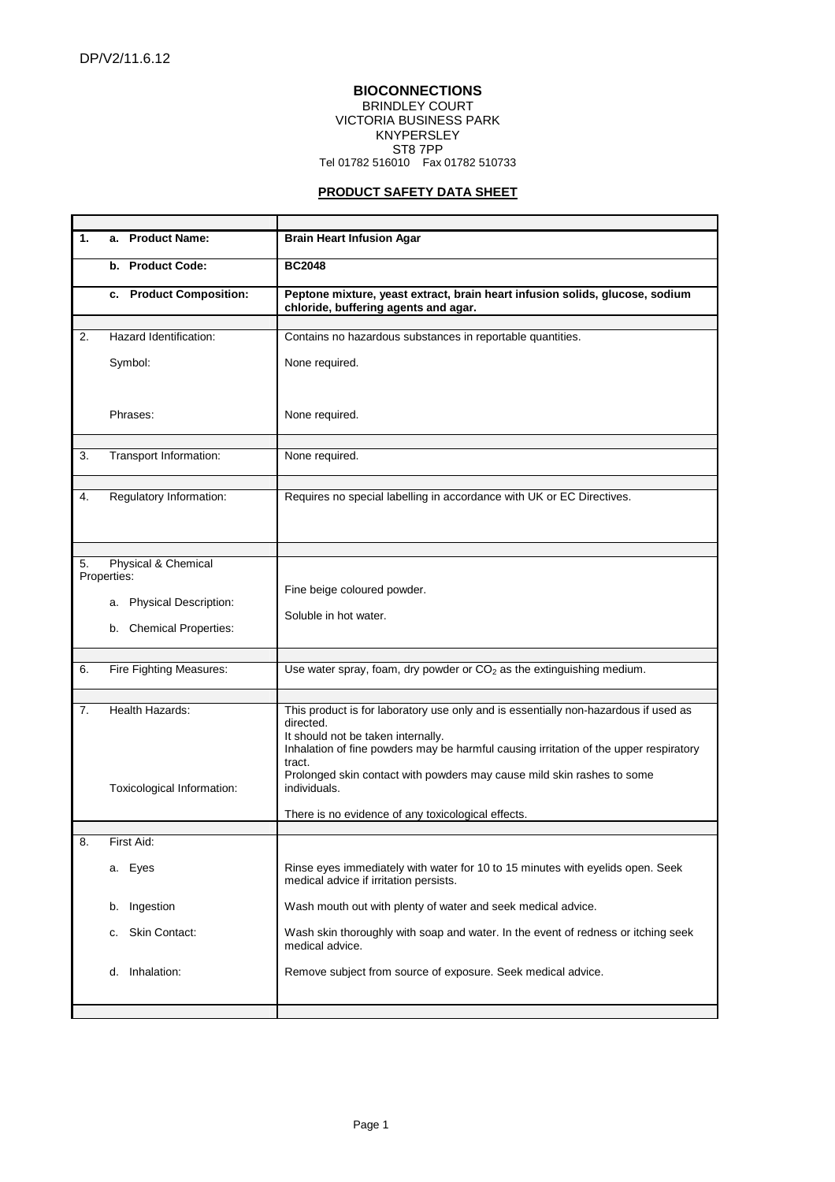DP/V2/11.6.12

**BIOCONNECTIONS**
BRINDLEY COURT
VICTORIA BUSINESS PARK
KNYPERSLEY
ST8 7PP
Tel 01782 516010 Fax 01782 510733

## PRODUCT SAFETY DATA SHEET

| | |
|---|---|
| **1. a. Product Name:** | **Brain Heart Infusion Agar** |
| **b. Product Code:** | **BC2048** |
| **c. Product Composition:** | **Peptone mixture, yeast extract, brain heart infusion solids, glucose, sodium chloride, buffering agents and agar.** |
| 2. Hazard Identification: | Contains no hazardous substances in reportable quantities. |
| Symbol: | None required. |
| Phrases: | None required. |
| 3. Transport Information: | None required. |
| 4. Regulatory Information: | Requires no special labelling in accordance with UK or EC Directives. |
| 5. Physical & Chemical Properties: | |
| a. Physical Description: | Fine beige coloured powder. |
| b. Chemical Properties: | Soluble in hot water. |
| 6. Fire Fighting Measures: | Use water spray, foam, dry powder or $CO_2$ as the extinguishing medium. |
| 7. Health Hazards: | This product is for laboratory use only and is essentially non-hazardous if used as directed.<br>It should not be taken internally.<br>Inhalation of fine powders may be harmful causing irritation of the upper respiratory tract.<br>Prolonged skin contact with powders may cause mild skin rashes to some individuals. |
| Toxicological Information: | There is no evidence of any toxicological effects. |
| 8. First Aid: | |
| a. Eyes | Rinse eyes immediately with water for 10 to 15 minutes with eyelids open. Seek medical advice if irritation persists. |
| b. Ingestion | Wash mouth out with plenty of water and seek medical advice. |
| c. Skin Contact: | Wash skin thoroughly with soap and water. In the event of redness or itching seek medical advice. |
| d. Inhalation: | Remove subject from source of exposure. Seek medical advice. |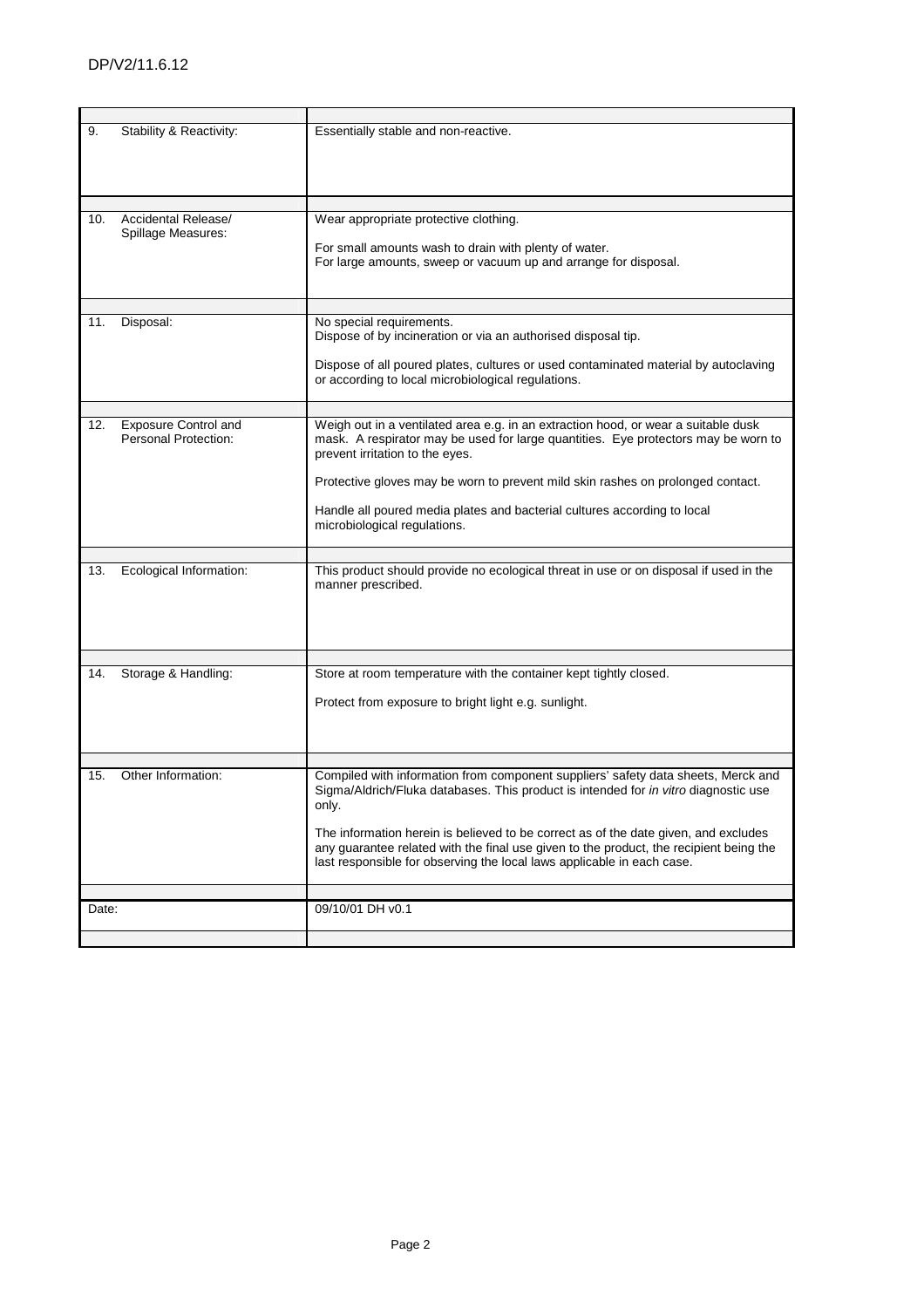DP/V2/11.6.12

| | |
|---|---|
| 9. Stability & Reactivity: | Essentially stable and non-reactive. |
| 10. Accidental Release/ Spillage Measures: | Wear appropriate protective clothing.<br><br>For small amounts wash to drain with plenty of water.<br>For large amounts, sweep or vacuum up and arrange for disposal. |
| 11. Disposal: | No special requirements.<br>Dispose of by incineration or via an authorised disposal tip.<br><br>Dispose of all poured plates, cultures or used contaminated material by autoclaving or according to local microbiological regulations. |
| 12. Exposure Control and Personal Protection: | Weigh out in a ventilated area e.g. in an extraction hood, or wear a suitable dusk mask. A respirator may be used for large quantities. Eye protectors may be worn to prevent irritation to the eyes.<br><br>Protective gloves may be worn to prevent mild skin rashes on prolonged contact.<br><br>Handle all poured media plates and bacterial cultures according to local microbiological regulations. |
| 13. Ecological Information: | This product should provide no ecological threat in use or on disposal if used in the manner prescribed. |
| 14. Storage & Handling: | Store at room temperature with the container kept tightly closed.<br><br>Protect from exposure to bright light e.g. sunlight. |
| 15. Other Information: | Compiled with information from component suppliers' safety data sheets, Merck and Sigma/Aldrich/Fluka databases. This product is intended for *in vitro* diagnostic use only.<br><br>The information herein is believed to be correct as of the date given, and excludes any guarantee related with the final use given to the product, the recipient being the last responsible for observing the local laws applicable in each case. |
| Date: | 09/10/01 DH v0.1 |